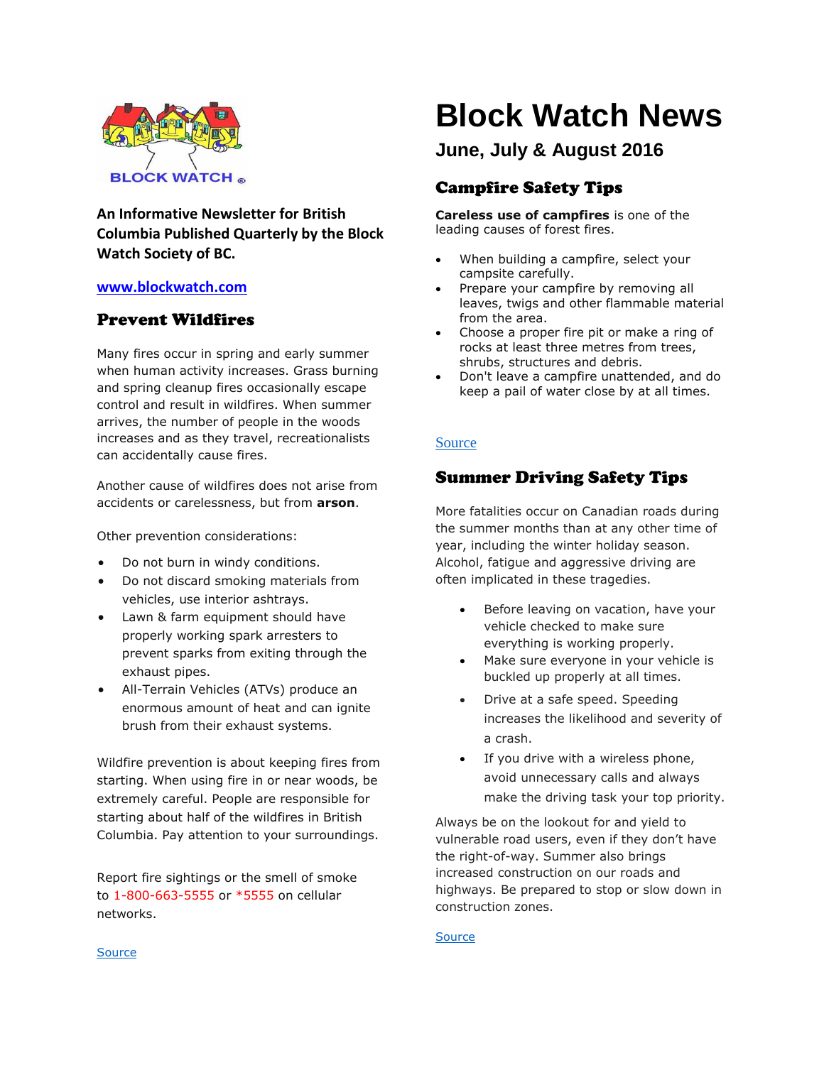BLOCK WATCH ®

**An Informative Newsletter for British Columbia Published Quarterly by the Block Watch Society of BC.**

**www.blockwatch.com**

# Block Watch News

## June, July & August 2016

## Prevent Wildfires

Many fires occur in spring and early summer when human activity increases. Grass burning and spring cleanup fires occasionally escape control and result in wildfires. When summer arrives, the number of people in the woods increases and as they travel, recreationalists can accidentally cause fires.

Another cause of wildfires does not arise from accidents or carelessness, but from **arson**.

Other prevention considerations:

- Do not burn in windy conditions.
- Do not discard smoking materials from vehicles, use interior ashtrays.
- Lawn & farm equipment should have properly working spark arresters to prevent sparks from exiting through the exhaust pipes.
- All-Terrain Vehicles (ATVs) produce an enormous amount of heat and can ignite brush from their exhaust systems.

Wildfire prevention is about keeping fires from starting. When using fire in or near woods, be extremely careful. People are responsible for starting about half of the wildfires in British Columbia. Pay attention to your surroundings.

Report fire sightings or the smell of smoke to 1-800-663-5555 or *5555 on cellular networks.

Source

## Campfire Safety Tips

**Careless use of campfires** is one of the leading causes of forest fires.

- When building a campfire, select your campsite carefully.
- Prepare your campfire by removing all leaves, twigs and other flammable material from the area.
- Choose a proper fire pit or make a ring of rocks at least three metres from trees, shrubs, structures and debris.
- Don't leave a campfire unattended, and do keep a pail of water close by at all times.

Source

## Summer Driving Safety Tips

More fatalities occur on Canadian roads during the summer months than at any other time of year, including the winter holiday season. Alcohol, fatigue and aggressive driving are often implicated in these tragedies.

- Before leaving on vacation, have your vehicle checked to make sure everything is working properly.
- Make sure everyone in your vehicle is buckled up properly at all times.
- Drive at a safe speed. Speeding increases the likelihood and severity of a crash.
- If you drive with a wireless phone, avoid unnecessary calls and always make the driving task your top priority.

Always be on the lookout for and yield to vulnerable road users, even if they don't have the right-of-way. Summer also brings increased construction on our roads and highways. Be prepared to stop or slow down in construction zones.

Source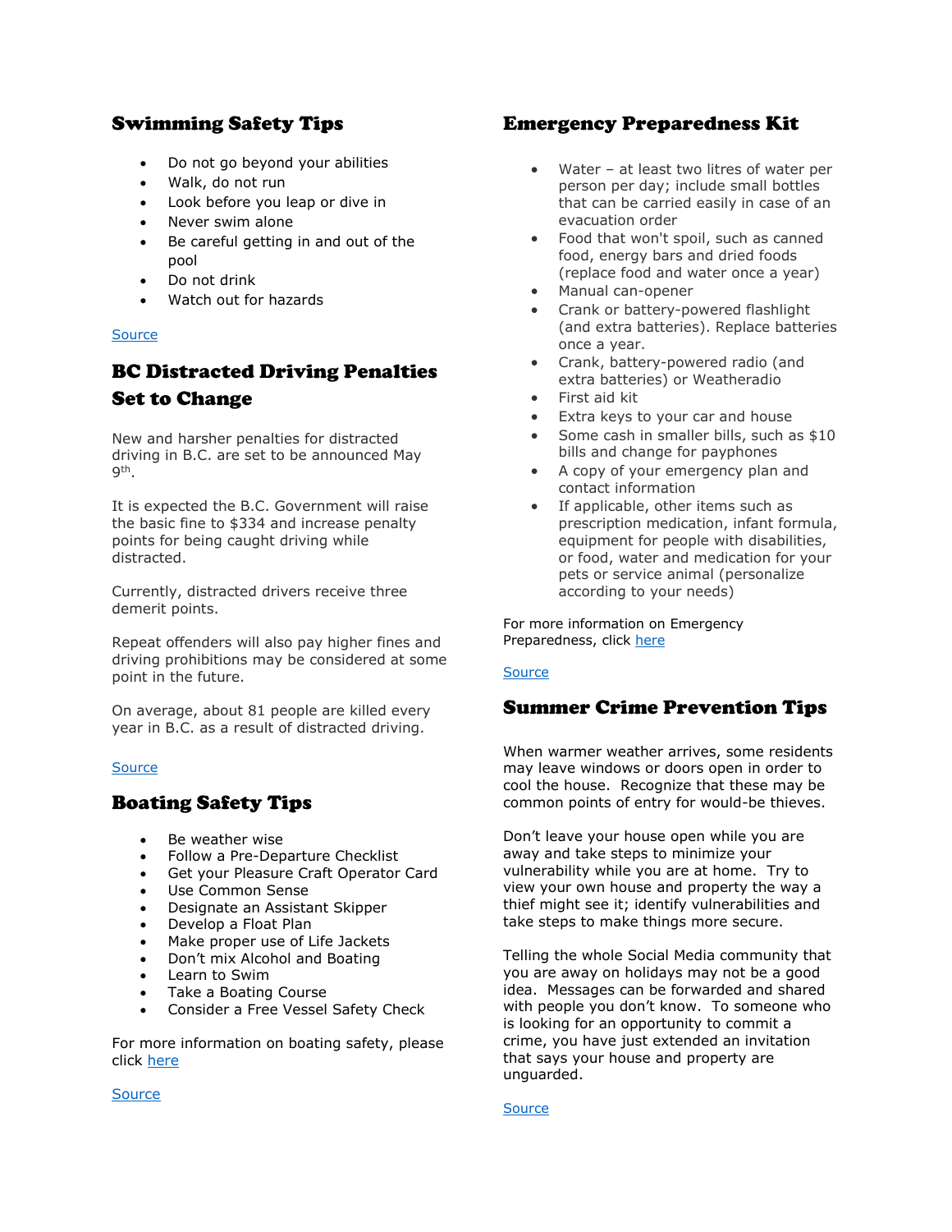## Swimming Safety Tips

- Do not go beyond your abilities
- Walk, do not run
- Look before you leap or dive in
- Never swim alone
- Be careful getting in and out of the pool
- Do not drink
- Watch out for hazards

Source

## BC Distracted Driving Penalties Set to Change

New and harsher penalties for distracted driving in B.C. are set to be announced May 9th.

It is expected the B.C. Government will raise the basic fine to $334 and increase penalty points for being caught driving while distracted.

Currently, distracted drivers receive three demerit points.

Repeat offenders will also pay higher fines and driving prohibitions may be considered at some point in the future.

On average, about 81 people are killed every year in B.C. as a result of distracted driving.

Source

## Boating Safety Tips

- Be weather wise
- Follow a Pre-Departure Checklist
- Get your Pleasure Craft Operator Card
- Use Common Sense
- Designate an Assistant Skipper
- Develop a Float Plan
- Make proper use of Life Jackets
- Don't mix Alcohol and Boating
- Learn to Swim
- Take a Boating Course
- Consider a Free Vessel Safety Check

For more information on boating safety, please click here

Source

## Emergency Preparedness Kit

- Water – at least two litres of water per person per day; include small bottles that can be carried easily in case of an evacuation order
- Food that won't spoil, such as canned food, energy bars and dried foods (replace food and water once a year)
- Manual can-opener
- Crank or battery-powered flashlight (and extra batteries). Replace batteries once a year.
- Crank, battery-powered radio (and extra batteries) or Weatheradio
- First aid kit
- Extra keys to your car and house
- Some cash in smaller bills, such as $10 bills and change for payphones
- A copy of your emergency plan and contact information
- If applicable, other items such as prescription medication, infant formula, equipment for people with disabilities, or food, water and medication for your pets or service animal (personalize according to your needs)

For more information on Emergency Preparedness, click here

Source

## Summer Crime Prevention Tips

When warmer weather arrives, some residents may leave windows or doors open in order to cool the house. Recognize that these may be common points of entry for would-be thieves.

Don't leave your house open while you are away and take steps to minimize your vulnerability while you are at home. Try to view your own house and property the way a thief might see it; identify vulnerabilities and take steps to make things more secure.

Telling the whole Social Media community that you are away on holidays may not be a good idea. Messages can be forwarded and shared with people you don't know. To someone who is looking for an opportunity to commit a crime, you have just extended an invitation that says your house and property are unguarded.

Source